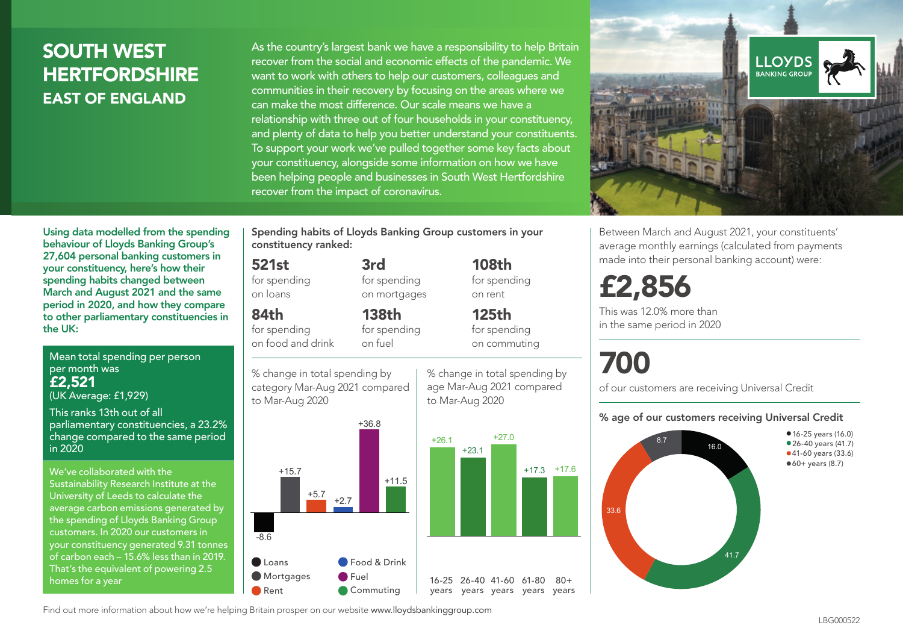# SOUTH WEST HERTFORDSHIRE

## EAST OF ENGLAND

As the country's largest bank we have a responsibility to help Britain recover from the social and economic effects of the pandemic. We want to work with others to help our customers, colleagues and communities in their recovery by focusing on the areas where we can make the most difference. Our scale means we have a relationship with three out of four households in your constituency, and plenty of data to help you better understand your constituents. To support your work we've pulled together some key facts about your constituency, alongside some information on how we have been helping people and businesses in South West Hertfordshire recover from the impact of coronavirus.

LLOYDS BANKING GROUP

**Using data modelled from the spending behaviour of Lloyds Banking Group's 27,604 personal banking customers in your constituency, here's how their spending habits changed between March and August 2021 and the same period in 2020, and how they compare to other parliamentary constituencies in the UK:**

Mean total spending per person per month was
**£2,521**
(UK Average: £1,929)

This ranks 13th out of all parliamentary constituencies, a 23.2% change compared to the same period in 2020

We've collaborated with the Sustainability Research Institute at the University of Leeds to calculate the average carbon emissions generated by the spending of Lloyds Banking Group customers. In 2020 our customers in your constituency generated 9.31 tonnes of carbon each – 15.6% less than in 2019. That's the equivalent of powering 2.5 homes for a year

**Spending habits of Lloyds Banking Group customers in your constituency ranked:**

| | | |
|---|---|---|
| **521st** for spending on loans | **3rd** for spending on mortgages | **108th** for spending on rent |
| **84th** for spending on food and drink | **138th** for spending on fuel | **125th** for spending on commuting |

% change in total spending by category Mar-Aug 2021 compared to Mar-Aug 2020

| Category | % change |
|---|---|
| Loans | -8.6 |
| Mortgages | +15.7 |
| Rent | +5.7 |
| Food & Drink | +2.7 |
| Fuel | +36.8 |
| Commuting | +11.5 |

% change in total spending by age Mar-Aug 2021 compared to Mar-Aug 2020

| Age | % change |
|---|---|
| 16-25 years | +26.1 |
| 26-40 years | +23.1 |
| 41-60 years | +27.0 |
| 61-80 years | +17.3 |
| 80+ years | +17.6 |

Between March and August 2021, your constituents' average monthly earnings (calculated from payments made into their personal banking account) were:

# £2,856

This was 12.0% more than in the same period in 2020

# 700

of our customers are receiving Universal Credit

**% age of our customers receiving Universal Credit**

| Age | % |
|---|---|
| 16-25 years | 16.0 |
| 26-40 years | 41.7 |
| 41-60 years | 33.6 |
| 60+ years | 8.7 |

Find out more information about how we're helping Britain prosper on our website www.lloydsbankinggroup.com

LBG000522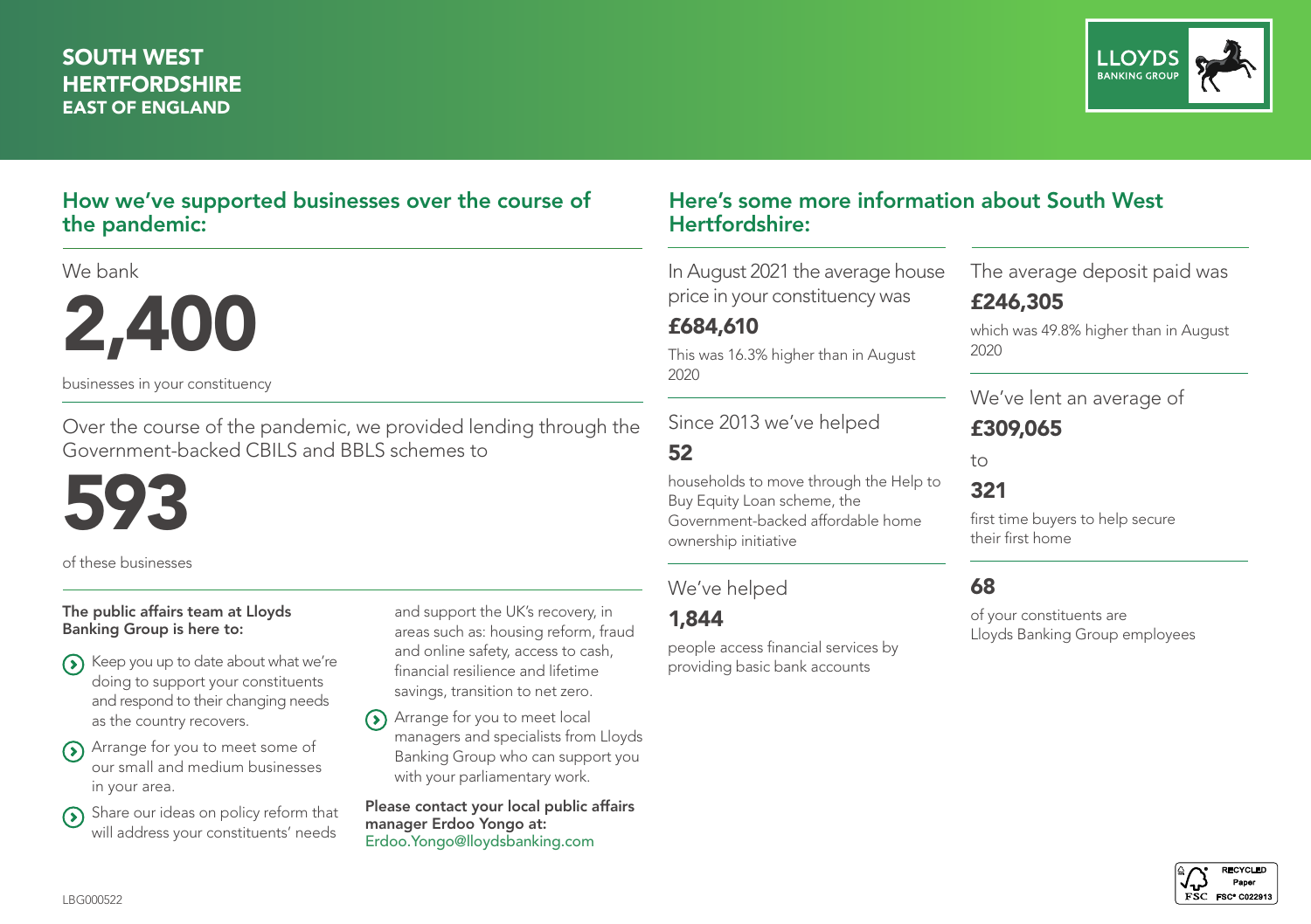# SOUTH WEST HERTFORDSHIRE
EAST OF ENGLAND

## How we've supported businesses over the course of the pandemic:

We bank

**2,400**

businesses in your constituency

Over the course of the pandemic, we provided lending through the Government-backed CBILS and BBLS schemes to

**593**

of these businesses

**The public affairs team at Lloyds Banking Group is here to:**

- Keep you up to date about what we're doing to support your constituents and respond to their changing needs as the country recovers.
- Arrange for you to meet some of our small and medium businesses in your area.
- Share our ideas on policy reform that will address your constituents' needs and support the UK's recovery, in areas such as: housing reform, fraud and online safety, access to cash, financial resilience and lifetime savings, transition to net zero.
- Arrange for you to meet local managers and specialists from Lloyds Banking Group who can support you with your parliamentary work.

**Please contact your local public affairs manager Erdoo Yongo at:**
Erdoo.Yongo@lloydsbanking.com

## Here's some more information about South West Hertfordshire:

In August 2021 the average house price in your constituency was

**£684,610**

This was 16.3% higher than in August 2020

Since 2013 we've helped

**52**

households to move through the Help to Buy Equity Loan scheme, the Government-backed affordable home ownership initiative

We've helped

**1,844**

people access financial services by providing basic bank accounts

The average deposit paid was

**£246,305**

which was 49.8% higher than in August 2020

We've lent an average of

**£309,065**

to

**321**

first time buyers to help secure their first home

**68**

of your constituents are Lloyds Banking Group employees

LBG000522